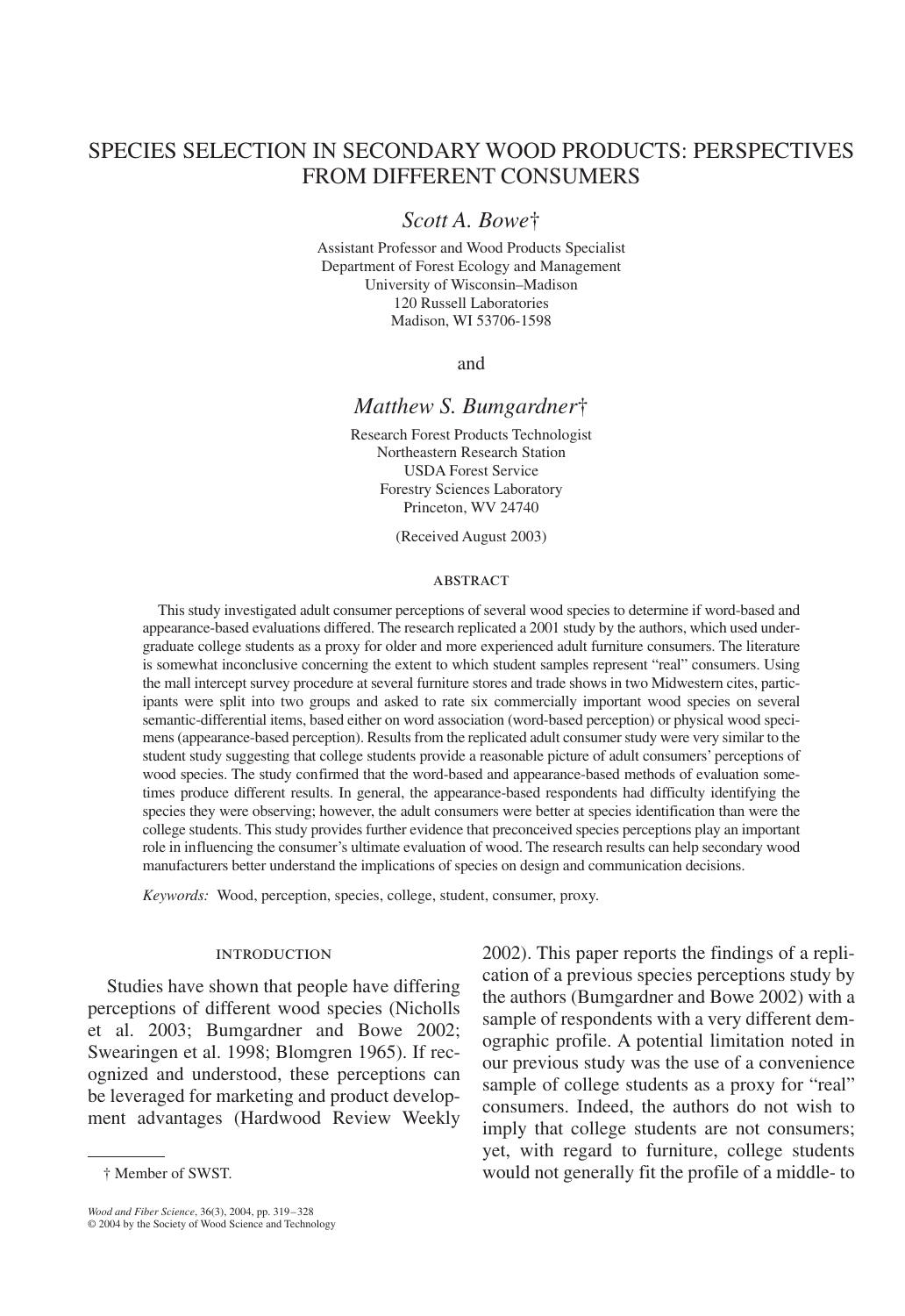# SPECIES SELECTION IN SECONDARY WOOD PRODUCTS: PERSPECTIVES FROM DIFFERENT CONSUMERS

*Scott A. Bowe*†

Assistant Professor and Wood Products Specialist
Department of Forest Ecology and Management
University of Wisconsin–Madison
120 Russell Laboratories
Madison, WI 53706-1598

and

*Matthew S. Bumgardner*†

Research Forest Products Technologist
Northeastern Research Station
USDA Forest Service
Forestry Sciences Laboratory
Princeton, WV 24740

(Received August 2003)

## ABSTRACT

This study investigated adult consumer perceptions of several wood species to determine if word-based and appearance-based evaluations differed. The research replicated a 2001 study by the authors, which used undergraduate college students as a proxy for older and more experienced adult furniture consumers. The literature is somewhat inconclusive concerning the extent to which student samples represent "real" consumers. Using the mall intercept survey procedure at several furniture stores and trade shows in two Midwestern cites, participants were split into two groups and asked to rate six commercially important wood species on several semantic-differential items, based either on word association (word-based perception) or physical wood specimens (appearance-based perception). Results from the replicated adult consumer study were very similar to the student study suggesting that college students provide a reasonable picture of adult consumers' perceptions of wood species. The study confirmed that the word-based and appearance-based methods of evaluation sometimes produce different results. In general, the appearance-based respondents had difficulty identifying the species they were observing; however, the adult consumers were better at species identification than were the college students. This study provides further evidence that preconceived species perceptions play an important role in influencing the consumer's ultimate evaluation of wood. The research results can help secondary wood manufacturers better understand the implications of species on design and communication decisions.

*Keywords:* Wood, perception, species, college, student, consumer, proxy.

## INTRODUCTION

Studies have shown that people have differing perceptions of different wood species (Nicholls et al. 2003; Bumgardner and Bowe 2002; Swearingen et al. 1998; Blomgren 1965). If recognized and understood, these perceptions can be leveraged for marketing and product development advantages (Hardwood Review Weekly 2002). This paper reports the findings of a replication of a previous species perceptions study by the authors (Bumgardner and Bowe 2002) with a sample of respondents with a very different demographic profile. A potential limitation noted in our previous study was the use of a convenience sample of college students as a proxy for "real" consumers. Indeed, the authors do not wish to imply that college students are not consumers; yet, with regard to furniture, college students would not generally fit the profile of a middle- to

† Member of SWST.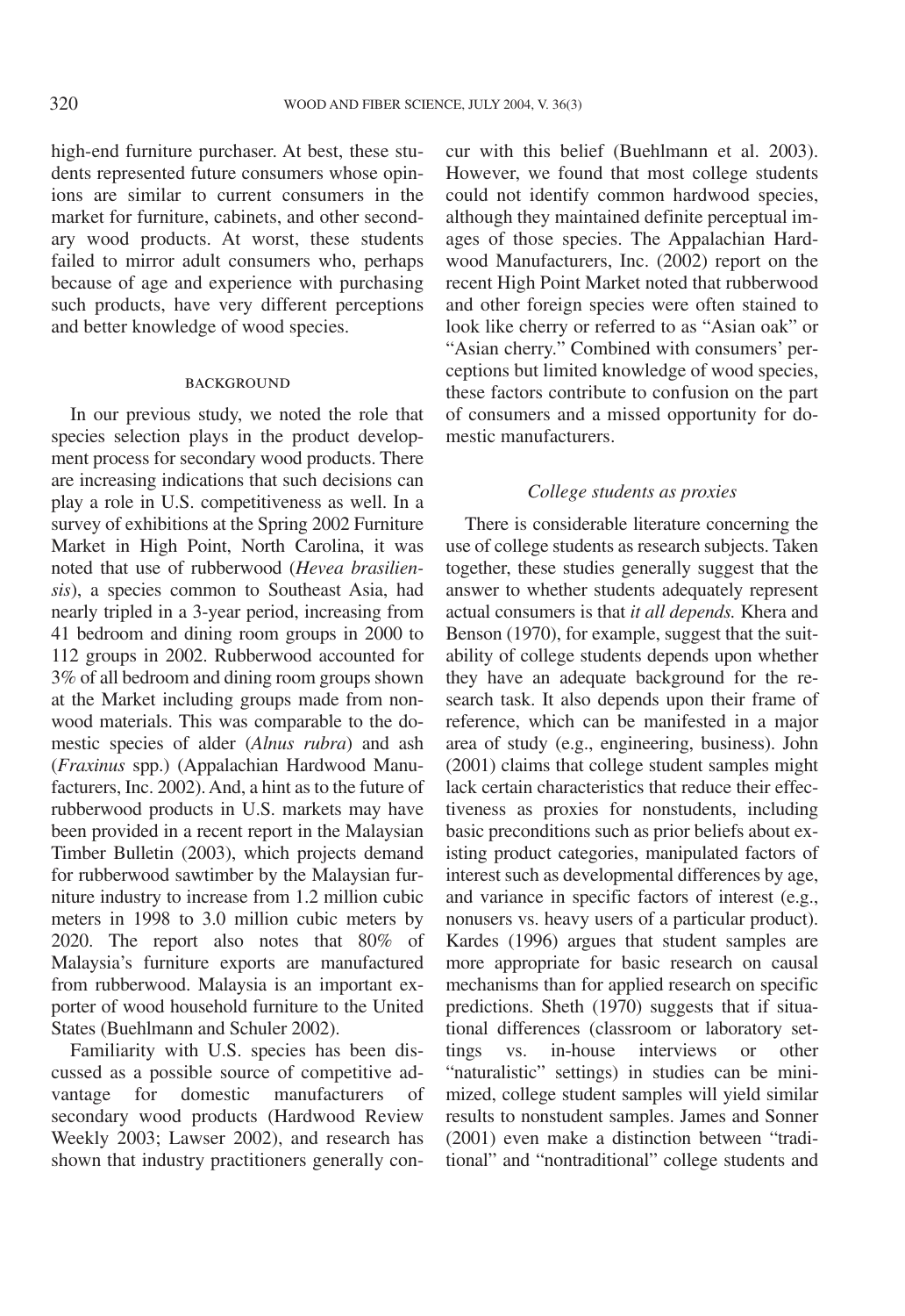high-end furniture purchaser. At best, these students represented future consumers whose opinions are similar to current consumers in the market for furniture, cabinets, and other secondary wood products. At worst, these students failed to mirror adult consumers who, perhaps because of age and experience with purchasing such products, have very different perceptions and better knowledge of wood species.

## BACKGROUND

In our previous study, we noted the role that species selection plays in the product development process for secondary wood products. There are increasing indications that such decisions can play a role in U.S. competitiveness as well. In a survey of exhibitions at the Spring 2002 Furniture Market in High Point, North Carolina, it was noted that use of rubberwood (*Hevea brasiliensis*), a species common to Southeast Asia, had nearly tripled in a 3-year period, increasing from 41 bedroom and dining room groups in 2000 to 112 groups in 2002. Rubberwood accounted for 3% of all bedroom and dining room groups shown at the Market including groups made from nonwood materials. This was comparable to the domestic species of alder (*Alnus rubra*) and ash (*Fraxinus* spp.) (Appalachian Hardwood Manufacturers, Inc. 2002). And, a hint as to the future of rubberwood products in U.S. markets may have been provided in a recent report in the Malaysian Timber Bulletin (2003), which projects demand for rubberwood sawtimber by the Malaysian furniture industry to increase from 1.2 million cubic meters in 1998 to 3.0 million cubic meters by 2020. The report also notes that 80% of Malaysia's furniture exports are manufactured from rubberwood. Malaysia is an important exporter of wood household furniture to the United States (Buehlmann and Schuler 2002).

Familiarity with U.S. species has been discussed as a possible source of competitive advantage for domestic manufacturers of secondary wood products (Hardwood Review Weekly 2003; Lawser 2002), and research has shown that industry practitioners generally concur with this belief (Buehlmann et al. 2003). However, we found that most college students could not identify common hardwood species, although they maintained definite perceptual images of those species. The Appalachian Hardwood Manufacturers, Inc. (2002) report on the recent High Point Market noted that rubberwood and other foreign species were often stained to look like cherry or referred to as "Asian oak" or "Asian cherry." Combined with consumers' perceptions but limited knowledge of wood species, these factors contribute to confusion on the part of consumers and a missed opportunity for domestic manufacturers.

### *College students as proxies*

There is considerable literature concerning the use of college students as research subjects. Taken together, these studies generally suggest that the answer to whether students adequately represent actual consumers is that *it all depends.* Khera and Benson (1970), for example, suggest that the suitability of college students depends upon whether they have an adequate background for the research task. It also depends upon their frame of reference, which can be manifested in a major area of study (e.g., engineering, business). John (2001) claims that college student samples might lack certain characteristics that reduce their effectiveness as proxies for nonstudents, including basic preconditions such as prior beliefs about existing product categories, manipulated factors of interest such as developmental differences by age, and variance in specific factors of interest (e.g., nonusers vs. heavy users of a particular product). Kardes (1996) argues that student samples are more appropriate for basic research on causal mechanisms than for applied research on specific predictions. Sheth (1970) suggests that if situational differences (classroom or laboratory settings vs. in-house interviews or other "naturalistic" settings) in studies can be minimized, college student samples will yield similar results to nonstudent samples. James and Sonner (2001) even make a distinction between "traditional" and "nontraditional" college students and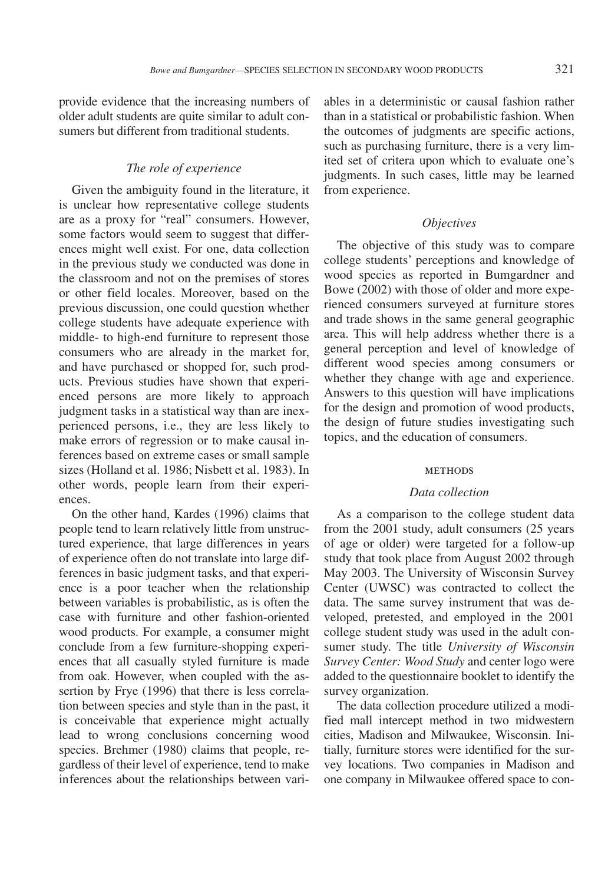provide evidence that the increasing numbers of older adult students are quite similar to adult consumers but different from traditional students.

### *The role of experience*

Given the ambiguity found in the literature, it is unclear how representative college students are as a proxy for "real" consumers. However, some factors would seem to suggest that differences might well exist. For one, data collection in the previous study we conducted was done in the classroom and not on the premises of stores or other field locales. Moreover, based on the previous discussion, one could question whether college students have adequate experience with middle- to high-end furniture to represent those consumers who are already in the market for, and have purchased or shopped for, such products. Previous studies have shown that experienced persons are more likely to approach judgment tasks in a statistical way than are inexperienced persons, i.e., they are less likely to make errors of regression or to make causal inferences based on extreme cases or small sample sizes (Holland et al. 1986; Nisbett et al. 1983). In other words, people learn from their experiences.

On the other hand, Kardes (1996) claims that people tend to learn relatively little from unstructured experience, that large differences in years of experience often do not translate into large differences in basic judgment tasks, and that experience is a poor teacher when the relationship between variables is probabilistic, as is often the case with furniture and other fashion-oriented wood products. For example, a consumer might conclude from a few furniture-shopping experiences that all casually styled furniture is made from oak. However, when coupled with the assertion by Frye (1996) that there is less correlation between species and style than in the past, it is conceivable that experience might actually lead to wrong conclusions concerning wood species. Brehmer (1980) claims that people, regardless of their level of experience, tend to make inferences about the relationships between variables in a deterministic or causal fashion rather than in a statistical or probabilistic fashion. When the outcomes of judgments are specific actions, such as purchasing furniture, there is a very limited set of critera upon which to evaluate one's judgments. In such cases, little may be learned from experience.

### *Objectives*

The objective of this study was to compare college students' perceptions and knowledge of wood species as reported in Bumgardner and Bowe (2002) with those of older and more experienced consumers surveyed at furniture stores and trade shows in the same general geographic area. This will help address whether there is a general perception and level of knowledge of different wood species among consumers or whether they change with age and experience. Answers to this question will have implications for the design and promotion of wood products, the design of future studies investigating such topics, and the education of consumers.

## METHODS

### *Data collection*

As a comparison to the college student data from the 2001 study, adult consumers (25 years of age or older) were targeted for a follow-up study that took place from August 2002 through May 2003. The University of Wisconsin Survey Center (UWSC) was contracted to collect the data. The same survey instrument that was developed, pretested, and employed in the 2001 college student study was used in the adult consumer study. The title *University of Wisconsin Survey Center: Wood Study* and center logo were added to the questionnaire booklet to identify the survey organization.

The data collection procedure utilized a modified mall intercept method in two midwestern cities, Madison and Milwaukee, Wisconsin. Initially, furniture stores were identified for the survey locations. Two companies in Madison and one company in Milwaukee offered space to con-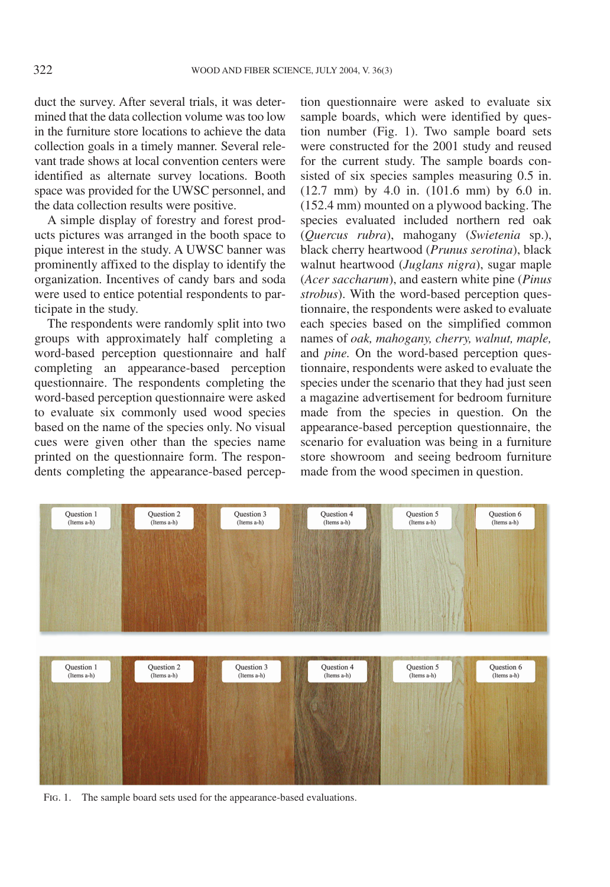duct the survey. After several trials, it was determined that the data collection volume was too low in the furniture store locations to achieve the data collection goals in a timely manner. Several relevant trade shows at local convention centers were identified as alternate survey locations. Booth space was provided for the UWSC personnel, and the data collection results were positive.

A simple display of forestry and forest products pictures was arranged in the booth space to pique interest in the study. A UWSC banner was prominently affixed to the display to identify the organization. Incentives of candy bars and soda were used to entice potential respondents to participate in the study.

The respondents were randomly split into two groups with approximately half completing a word-based perception questionnaire and half completing an appearance-based perception questionnaire. The respondents completing the word-based perception questionnaire were asked to evaluate six commonly used wood species based on the name of the species only. No visual cues were given other than the species name printed on the questionnaire form. The respondents completing the appearance-based perception questionnaire were asked to evaluate six sample boards, which were identified by question number (Fig. 1). Two sample board sets were constructed for the 2001 study and reused for the current study. The sample boards consisted of six species samples measuring 0.5 in. (12.7 mm) by 4.0 in. (101.6 mm) by 6.0 in. (152.4 mm) mounted on a plywood backing. The species evaluated included northern red oak (*Quercus rubra*), mahogany (*Swietenia* sp.), black cherry heartwood (*Prunus serotina*), black walnut heartwood (*Juglans nigra*), sugar maple (*Acer saccharum*), and eastern white pine (*Pinus strobus*). With the word-based perception questionnaire, the respondents were asked to evaluate each species based on the simplified common names of *oak, mahogany, cherry, walnut, maple,* and *pine.* On the word-based perception questionnaire, respondents were asked to evaluate the species under the scenario that they had just seen a magazine advertisement for bedroom furniture made from the species in question. On the appearance-based perception questionnaire, the scenario for evaluation was being in a furniture store showroom and seeing bedroom furniture made from the wood specimen in question.

FIG. 1. The sample board sets used for the appearance-based evaluations.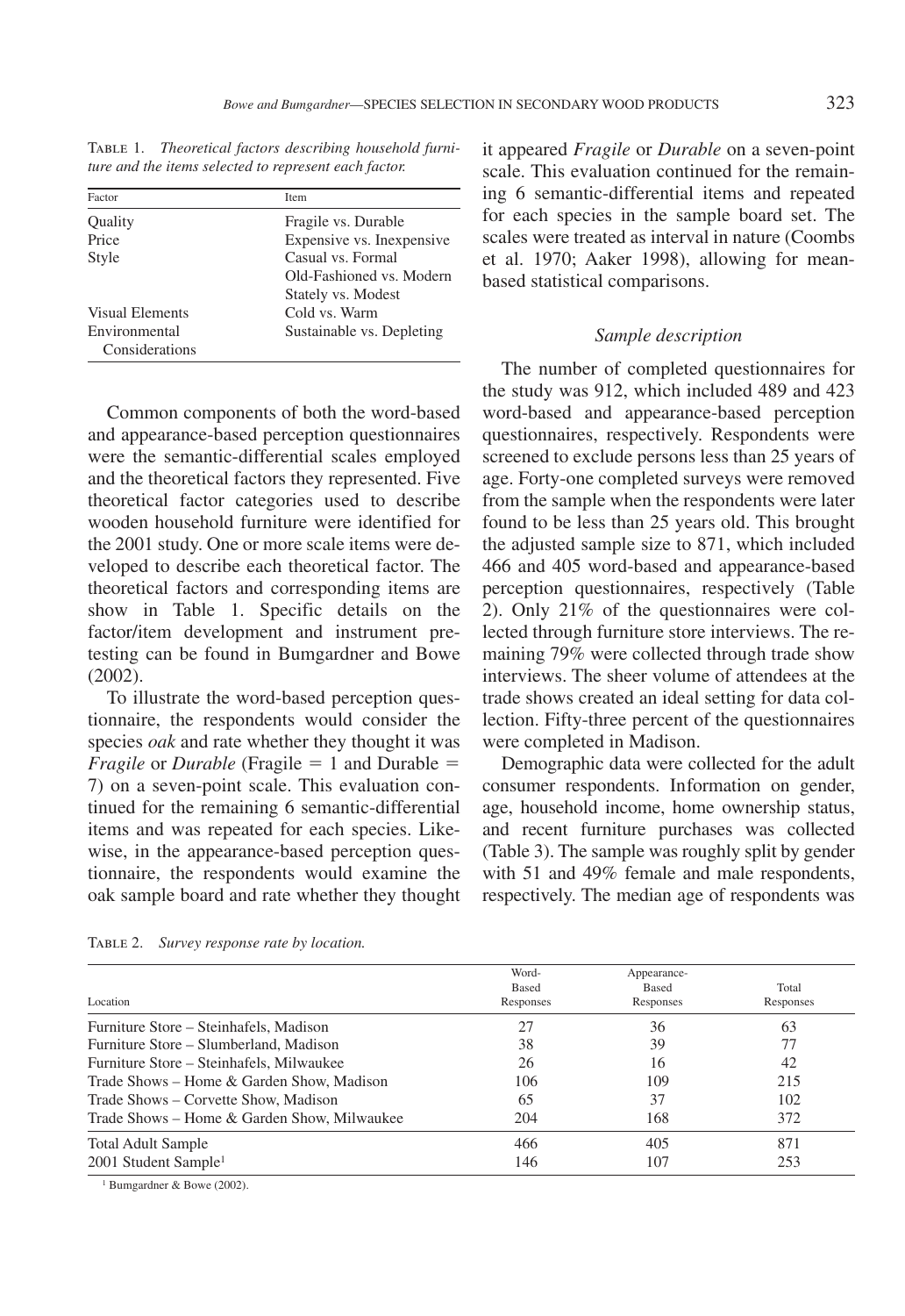TABLE 1. *Theoretical factors describing household furniture and the items selected to represent each factor.*

| Factor | Item |
|---|---|
| Quality | Fragile vs. Durable |
| Price | Expensive vs. Inexpensive |
| Style | Casual vs. Formal |
| | Old-Fashioned vs. Modern |
| | Stately vs. Modest |
| Visual Elements | Cold vs. Warm |
| Environmental Considerations | Sustainable vs. Depleting |

Common components of both the word-based and appearance-based perception questionnaires were the semantic-differential scales employed and the theoretical factors they represented. Five theoretical factor categories used to describe wooden household furniture were identified for the 2001 study. One or more scale items were developed to describe each theoretical factor. The theoretical factors and corresponding items are show in Table 1. Specific details on the factor/item development and instrument pretesting can be found in Bumgardner and Bowe (2002).

To illustrate the word-based perception questionnaire, the respondents would consider the species *oak* and rate whether they thought it was *Fragile* or *Durable* (Fragile = 1 and Durable = 7) on a seven-point scale. This evaluation continued for the remaining 6 semantic-differential items and was repeated for each species. Likewise, in the appearance-based perception questionnaire, the respondents would examine the oak sample board and rate whether they thought it appeared *Fragile* or *Durable* on a seven-point scale. This evaluation continued for the remaining 6 semantic-differential items and repeated for each species in the sample board set. The scales were treated as interval in nature (Coombs et al. 1970; Aaker 1998), allowing for mean-based statistical comparisons.

### *Sample description*

The number of completed questionnaires for the study was 912, which included 489 and 423 word-based and appearance-based perception questionnaires, respectively. Respondents were screened to exclude persons less than 25 years of age. Forty-one completed surveys were removed from the sample when the respondents were later found to be less than 25 years old. This brought the adjusted sample size to 871, which included 466 and 405 word-based and appearance-based perception questionnaires, respectively (Table 2). Only 21% of the questionnaires were collected through furniture store interviews. The remaining 79% were collected through trade show interviews. The sheer volume of attendees at the trade shows created an ideal setting for data collection. Fifty-three percent of the questionnaires were completed in Madison.

Demographic data were collected for the adult consumer respondents. Information on gender, age, household income, home ownership status, and recent furniture purchases was collected (Table 3). The sample was roughly split by gender with 51 and 49% female and male respondents, respectively. The median age of respondents was

TABLE 2. *Survey response rate by location.*

| Location | Word-Based Responses | Appearance-Based Responses | Total Responses |
|---|---|---|---|
| Furniture Store – Steinhafels, Madison | 27 | 36 | 63 |
| Furniture Store – Slumberland, Madison | 38 | 39 | 77 |
| Furniture Store – Steinhafels, Milwaukee | 26 | 16 | 42 |
| Trade Shows – Home & Garden Show, Madison | 106 | 109 | 215 |
| Trade Shows – Corvette Show, Madison | 65 | 37 | 102 |
| Trade Shows – Home & Garden Show, Milwaukee | 204 | 168 | 372 |
| Total Adult Sample | 466 | 405 | 871 |
| 2001 Student Sample[1] | 146 | 107 | 253 |

[1] Bumgardner & Bowe (2002).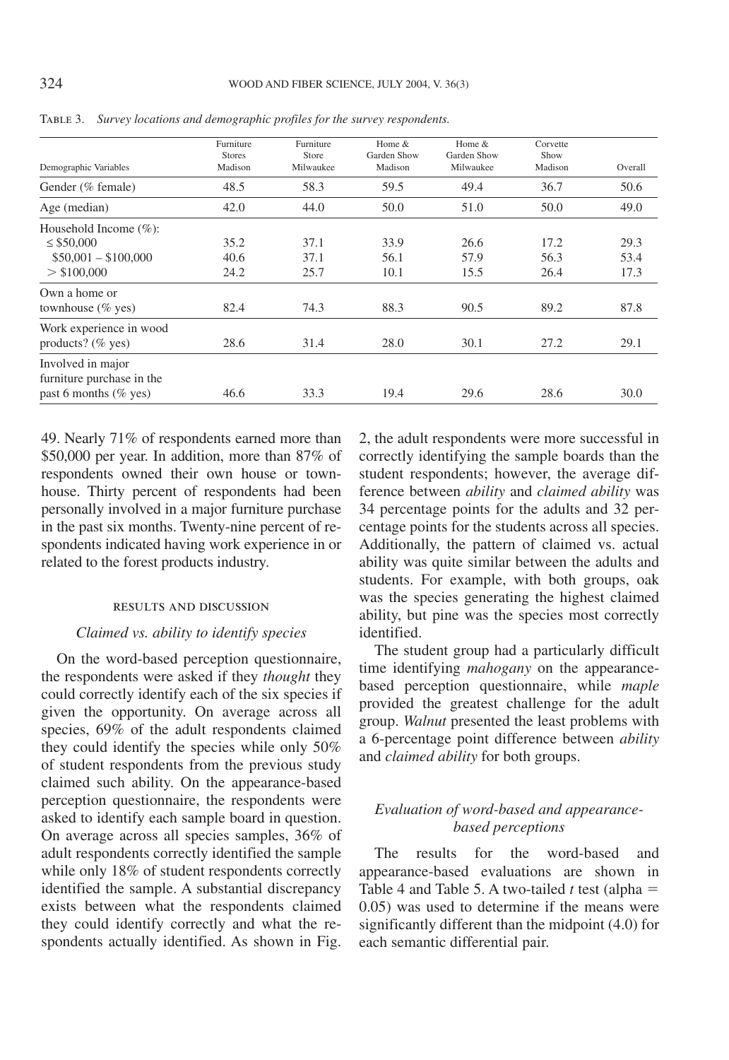TABLE 3. *Survey locations and demographic profiles for the survey respondents.*

| Demographic Variables | Furniture Stores Madison | Furniture Store Milwaukee | Home & Garden Show Madison | Home & Garden Show Milwaukee | Corvette Show Madison | Overall |
|---|---|---|---|---|---|---|
| Gender (% female) | 48.5 | 58.3 | 59.5 | 49.4 | 36.7 | 50.6 |
| Age (median) | 42.0 | 44.0 | 50.0 | 51.0 | 50.0 | 49.0 |
| Household Income (%): | | | | | | |
| ≤ $50,000 | 35.2 | 37.1 | 33.9 | 26.6 | 17.2 | 29.3 |
| $50,001 – $100,000 | 40.6 | 37.1 | 56.1 | 57.9 | 56.3 | 53.4 |
| > $100,000 | 24.2 | 25.7 | 10.1 | 15.5 | 26.4 | 17.3 |
| Own a home or townhouse (% yes) | 82.4 | 74.3 | 88.3 | 90.5 | 89.2 | 87.8 |
| Work experience in wood products? (% yes) | 28.6 | 31.4 | 28.0 | 30.1 | 27.2 | 29.1 |
| Involved in major furniture purchase in the past 6 months (% yes) | 46.6 | 33.3 | 19.4 | 29.6 | 28.6 | 30.0 |

49. Nearly 71% of respondents earned more than $50,000 per year. In addition, more than 87% of respondents owned their own house or townhouse. Thirty percent of respondents had been personally involved in a major furniture purchase in the past six months. Twenty-nine percent of respondents indicated having work experience in or related to the forest products industry.

## RESULTS AND DISCUSSION

### *Claimed vs. ability to identify species*

On the word-based perception questionnaire, the respondents were asked if they *thought* they could correctly identify each of the six species if given the opportunity. On average across all species, 69% of the adult respondents claimed they could identify the species while only 50% of student respondents from the previous study claimed such ability. On the appearance-based perception questionnaire, the respondents were asked to identify each sample board in question. On average across all species samples, 36% of adult respondents correctly identified the sample while only 18% of student respondents correctly identified the sample. A substantial discrepancy exists between what the respondents claimed they could identify correctly and what the respondents actually identified. As shown in Fig. 2, the adult respondents were more successful in correctly identifying the sample boards than the student respondents; however, the average difference between *ability* and *claimed ability* was 34 percentage points for the adults and 32 percentage points for the students across all species. Additionally, the pattern of claimed vs. actual ability was quite similar between the adults and students. For example, with both groups, oak was the species generating the highest claimed ability, but pine was the species most correctly identified.

The student group had a particularly difficult time identifying *mahogany* on the appearance-based perception questionnaire, while *maple* provided the greatest challenge for the adult group. *Walnut* presented the least problems with a 6-percentage point difference between *ability* and *claimed ability* for both groups.

### *Evaluation of word-based and appearance-based perceptions*

The results for the word-based and appearance-based evaluations are shown in Table 4 and Table 5. A two-tailed *t* test (alpha = 0.05) was used to determine if the means were significantly different than the midpoint (4.0) for each semantic differential pair.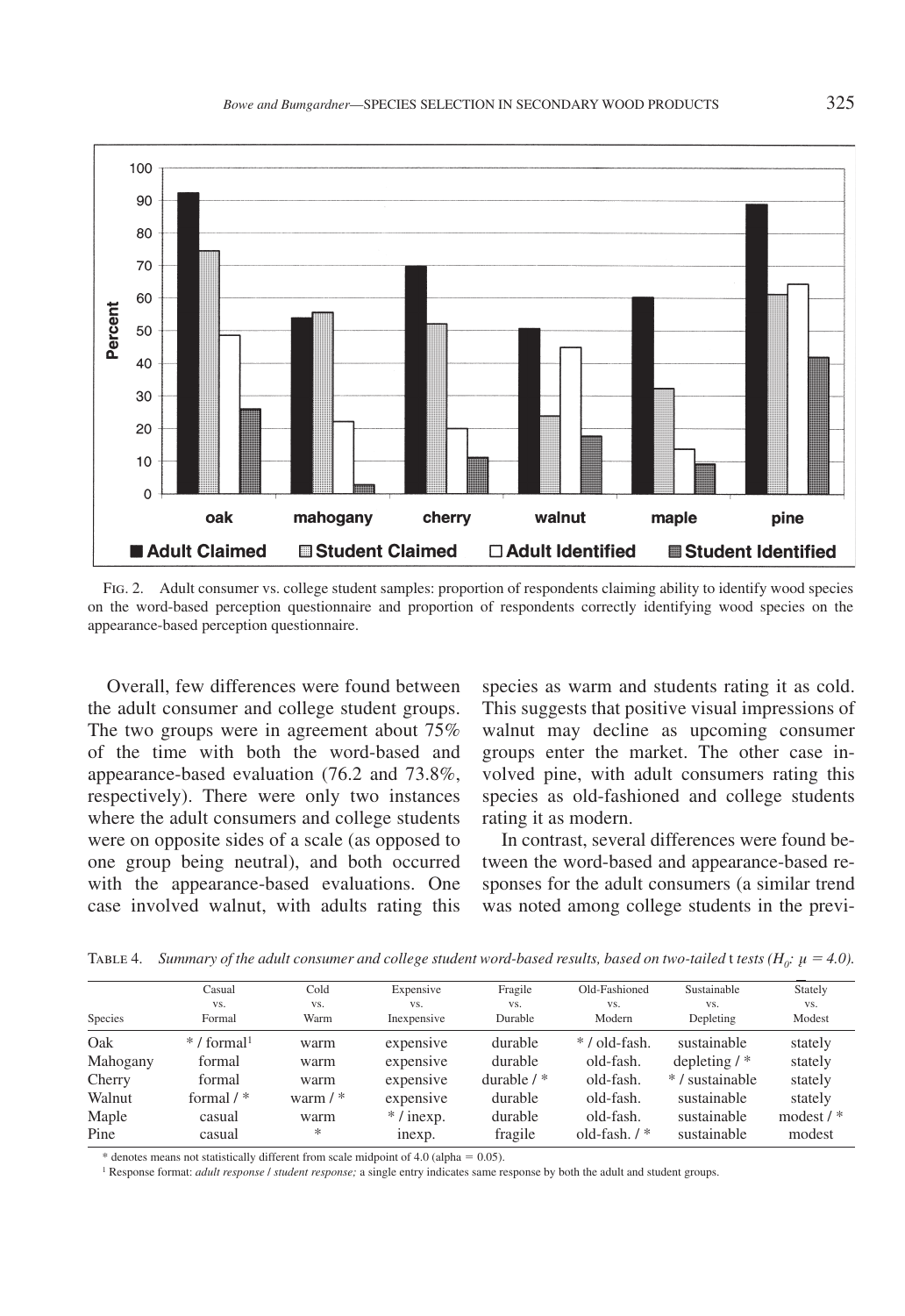FIG. 2. Adult consumer vs. college student samples: proportion of respondents claiming ability to identify wood species on the word-based perception questionnaire and proportion of respondents correctly identifying wood species on the appearance-based perception questionnaire.

Overall, few differences were found between the adult consumer and college student groups. The two groups were in agreement about 75% of the time with both the word-based and appearance-based evaluation (76.2 and 73.8%, respectively). There were only two instances where the adult consumers and college students were on opposite sides of a scale (as opposed to one group being neutral), and both occurred with the appearance-based evaluations. One case involved walnut, with adults rating this species as warm and students rating it as cold. This suggests that positive visual impressions of walnut may decline as upcoming consumer groups enter the market. The other case involved pine, with adult consumers rating this species as old-fashioned and college students rating it as modern.

In contrast, several differences were found between the word-based and appearance-based responses for the adult consumers (a similar trend was noted among college students in the previ-

TABLE 4. *Summary of the adult consumer and college student word-based results, based on two-tailed* t *tests ($H_0$: $\mu = 4.0$).*

| Species | Casual vs. Formal | Cold vs. Warm | Expensive vs. Inexpensive | Fragile vs. Durable | Old-Fashioned vs. Modern | Sustainable vs. Depleting | Stately vs. Modest |
|---|---|---|---|---|---|---|---|
| Oak | * / formal[1] | warm | expensive | durable | * / old-fash. | sustainable | stately |
| Mahogany | formal | warm | expensive | durable | old-fash. | depleting / * | stately |
| Cherry | formal | warm | expensive | durable / * | old-fash. | * / sustainable | stately |
| Walnut | formal / * | warm / * | expensive | durable | old-fash. | sustainable | stately |
| Maple | casual | warm | * / inexp. | durable | old-fash. | sustainable | modest / * |
| Pine | casual | * | inexp. | fragile | old-fash. / * | sustainable | modest |

\* denotes means not statistically different from scale midpoint of 4.0 (alpha = 0.05).

[1] Response format: *adult response / student response;* a single entry indicates same response by both the adult and student groups.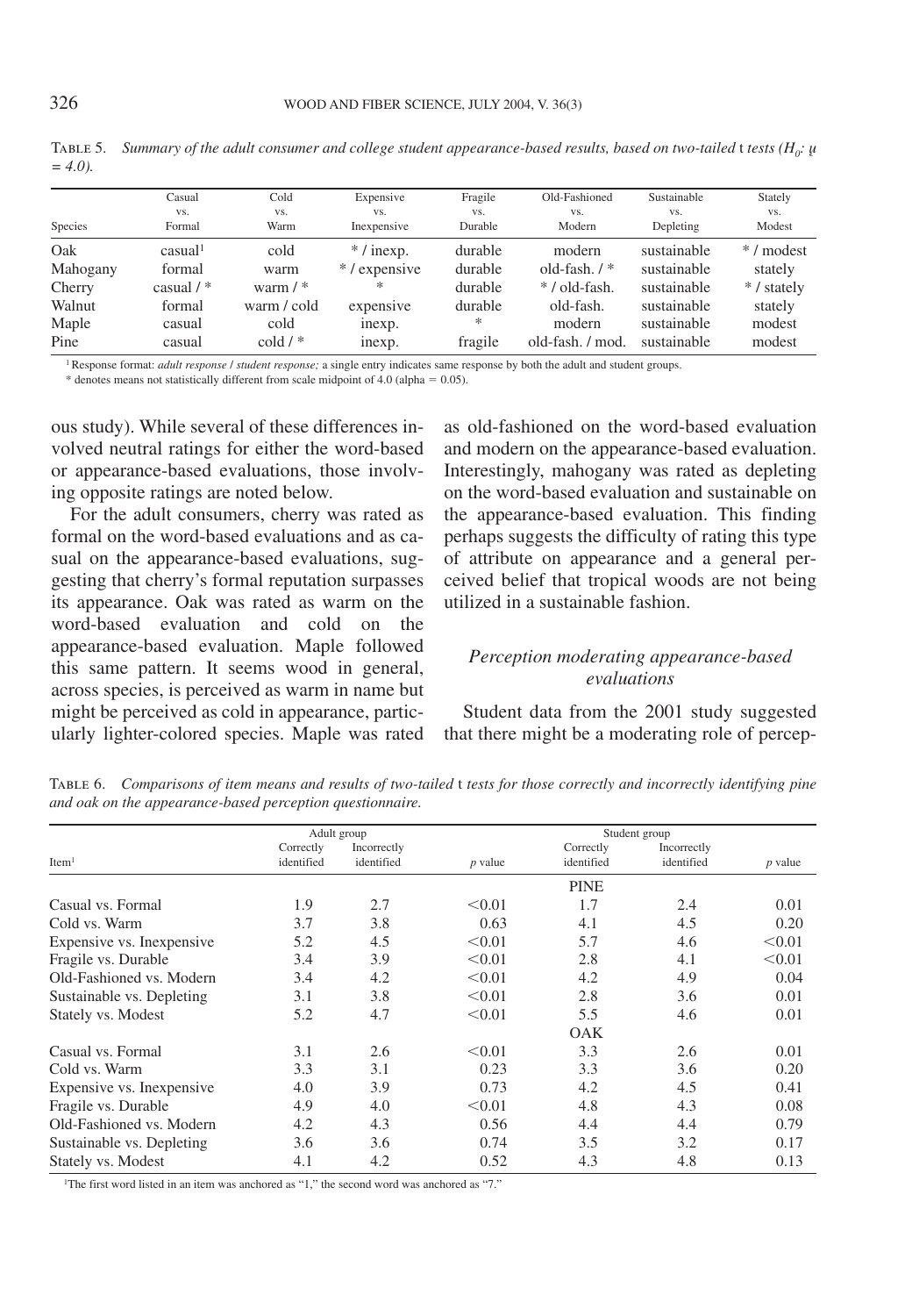TABLE 5. *Summary of the adult consumer and college student appearance-based results, based on two-tailed* t *tests ($H_0$: $\mu$ = 4.0).*

| Species | Casual vs. Formal | Cold vs. Warm | Expensive vs. Inexpensive | Fragile vs. Durable | Old-Fashioned vs. Modern | Sustainable vs. Depleting | Stately vs. Modest |
|---|---|---|---|---|---|---|---|
| Oak | casual[1] | cold | * / inexp. | durable | modern | sustainable | * / modest |
| Mahogany | formal | warm | * / expensive | durable | old-fash. / * | sustainable | stately |
| Cherry | casual / * | warm / * | * | durable | * / old-fash. | sustainable | * / stately |
| Walnut | formal | warm / cold | expensive | durable | old-fash. | sustainable | stately |
| Maple | casual | cold | inexp. | * | modern | sustainable | modest |
| Pine | casual | cold / * | inexp. | fragile | old-fash. / mod. | sustainable | modest |

[1] Response format: *adult response* / *student response;* a single entry indicates same response by both the adult and student groups.
* denotes means not statistically different from scale midpoint of 4.0 (alpha = 0.05).

ous study). While several of these differences involved neutral ratings for either the word-based or appearance-based evaluations, those involving opposite ratings are noted below.

For the adult consumers, cherry was rated as formal on the word-based evaluations and as casual on the appearance-based evaluations, suggesting that cherry's formal reputation surpasses its appearance. Oak was rated as warm on the word-based evaluation and cold on the appearance-based evaluation. Maple followed this same pattern. It seems wood in general, across species, is perceived as warm in name but might be perceived as cold in appearance, particularly lighter-colored species. Maple was rated as old-fashioned on the word-based evaluation and modern on the appearance-based evaluation. Interestingly, mahogany was rated as depleting on the word-based evaluation and sustainable on the appearance-based evaluation. This finding perhaps suggests the difficulty of rating this type of attribute on appearance and a general perceived belief that tropical woods are not being utilized in a sustainable fashion.

### *Perception moderating appearance-based evaluations*

Student data from the 2001 study suggested that there might be a moderating role of percep-

TABLE 6. *Comparisons of item means and results of two-tailed* t *tests for those correctly and incorrectly identifying pine and oak on the appearance-based perception questionnaire.*

| | Adult group | | | Student group | | |
|---|---|---|---|---|---|---|
| Item[1] | Correctly identified | Incorrectly identified | *p* value | Correctly identified | Incorrectly identified | *p* value |
| | | | PINE | | | |
| Casual vs. Formal | 1.9 | 2.7 | <0.01 | 1.7 | 2.4 | 0.01 |
| Cold vs. Warm | 3.7 | 3.8 | 0.63 | 4.1 | 4.5 | 0.20 |
| Expensive vs. Inexpensive | 5.2 | 4.5 | <0.01 | 5.7 | 4.6 | <0.01 |
| Fragile vs. Durable | 3.4 | 3.9 | <0.01 | 2.8 | 4.1 | <0.01 |
| Old-Fashioned vs. Modern | 3.4 | 4.2 | <0.01 | 4.2 | 4.9 | 0.04 |
| Sustainable vs. Depleting | 3.1 | 3.8 | <0.01 | 2.8 | 3.6 | 0.01 |
| Stately vs. Modest | 5.2 | 4.7 | <0.01 | 5.5 | 4.6 | 0.01 |
| | | | OAK | | | |
| Casual vs. Formal | 3.1 | 2.6 | <0.01 | 3.3 | 2.6 | 0.01 |
| Cold vs. Warm | 3.3 | 3.1 | 0.23 | 3.3 | 3.6 | 0.20 |
| Expensive vs. Inexpensive | 4.0 | 3.9 | 0.73 | 4.2 | 4.5 | 0.41 |
| Fragile vs. Durable | 4.9 | 4.0 | <0.01 | 4.8 | 4.3 | 0.08 |
| Old-Fashioned vs. Modern | 4.2 | 4.3 | 0.56 | 4.4 | 4.4 | 0.79 |
| Sustainable vs. Depleting | 3.6 | 3.6 | 0.74 | 3.5 | 3.2 | 0.17 |
| Stately vs. Modest | 4.1 | 4.2 | 0.52 | 4.3 | 4.8 | 0.13 |

[1] The first word listed in an item was anchored as "1," the second word was anchored as "7."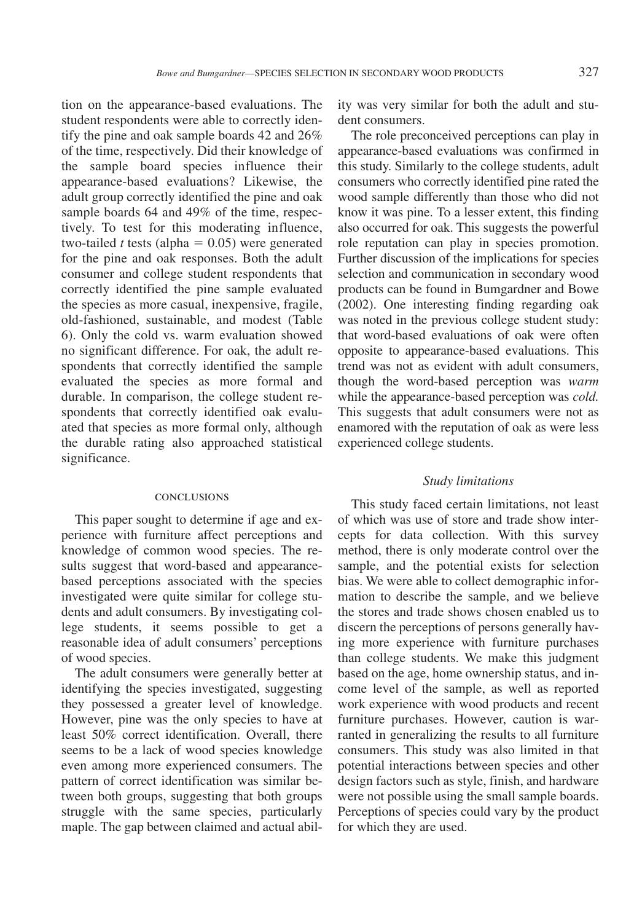tion on the appearance-based evaluations. The student respondents were able to correctly identify the pine and oak sample boards 42 and 26% of the time, respectively. Did their knowledge of the sample board species influence their appearance-based evaluations? Likewise, the adult group correctly identified the pine and oak sample boards 64 and 49% of the time, respectively. To test for this moderating influence, two-tailed *t* tests (alpha = 0.05) were generated for the pine and oak responses. Both the adult consumer and college student respondents that correctly identified the pine sample evaluated the species as more casual, inexpensive, fragile, old-fashioned, sustainable, and modest (Table 6). Only the cold vs. warm evaluation showed no significant difference. For oak, the adult respondents that correctly identified the sample evaluated the species as more formal and durable. In comparison, the college student respondents that correctly identified oak evaluated that species as more formal only, although the durable rating also approached statistical significance.

## CONCLUSIONS

This paper sought to determine if age and experience with furniture affect perceptions and knowledge of common wood species. The results suggest that word-based and appearance-based perceptions associated with the species investigated were quite similar for college students and adult consumers. By investigating college students, it seems possible to get a reasonable idea of adult consumers' perceptions of wood species.

The adult consumers were generally better at identifying the species investigated, suggesting they possessed a greater level of knowledge. However, pine was the only species to have at least 50% correct identification. Overall, there seems to be a lack of wood species knowledge even among more experienced consumers. The pattern of correct identification was similar between both groups, suggesting that both groups struggle with the same species, particularly maple. The gap between claimed and actual ability was very similar for both the adult and student consumers.

The role preconceived perceptions can play in appearance-based evaluations was confirmed in this study. Similarly to the college students, adult consumers who correctly identified pine rated the wood sample differently than those who did not know it was pine. To a lesser extent, this finding also occurred for oak. This suggests the powerful role reputation can play in species promotion. Further discussion of the implications for species selection and communication in secondary wood products can be found in Bumgardner and Bowe (2002). One interesting finding regarding oak was noted in the previous college student study: that word-based evaluations of oak were often opposite to appearance-based evaluations. This trend was not as evident with adult consumers, though the word-based perception was *warm* while the appearance-based perception was *cold*. This suggests that adult consumers were not as enamored with the reputation of oak as were less experienced college students.

### *Study limitations*

This study faced certain limitations, not least of which was use of store and trade show intercepts for data collection. With this survey method, there is only moderate control over the sample, and the potential exists for selection bias. We were able to collect demographic information to describe the sample, and we believe the stores and trade shows chosen enabled us to discern the perceptions of persons generally having more experience with furniture purchases than college students. We make this judgment based on the age, home ownership status, and income level of the sample, as well as reported work experience with wood products and recent furniture purchases. However, caution is warranted in generalizing the results to all furniture consumers. This study was also limited in that potential interactions between species and other design factors such as style, finish, and hardware were not possible using the small sample boards. Perceptions of species could vary by the product for which they are used.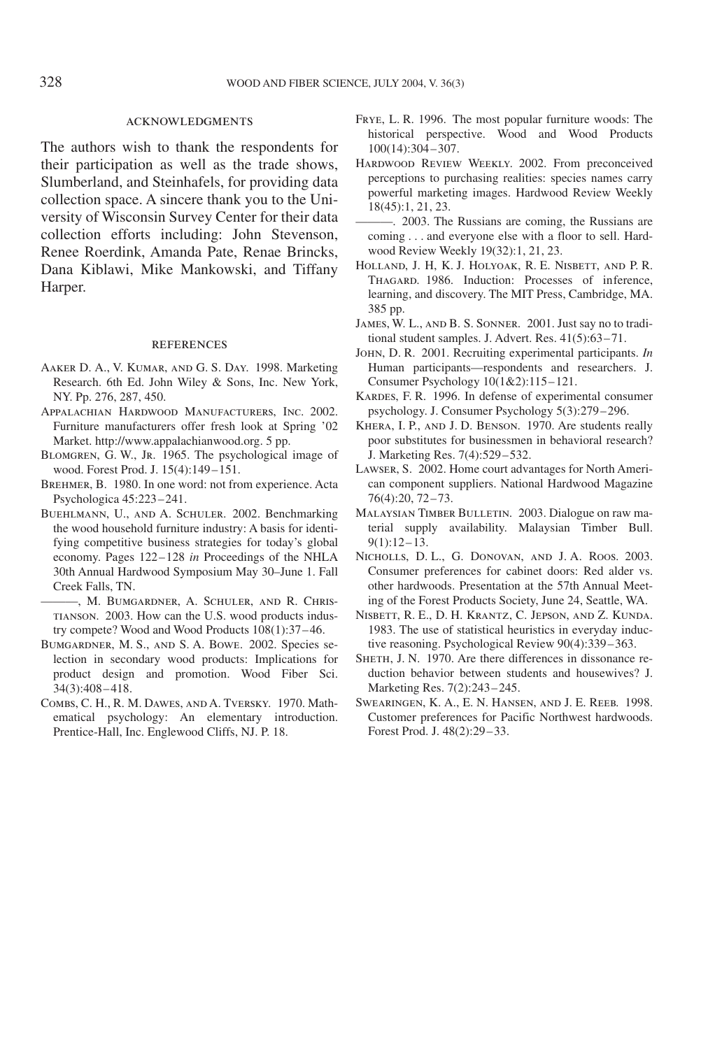## ACKNOWLEDGMENTS

The authors wish to thank the respondents for their participation as well as the trade shows, Slumberland, and Steinhafels, for providing data collection space. A sincere thank you to the University of Wisconsin Survey Center for their data collection efforts including: John Stevenson, Renee Roerdink, Amanda Pate, Renae Brincks, Dana Kiblawi, Mike Mankowski, and Tiffany Harper.

## REFERENCES

Aaker D. A., V. Kumar, and G. S. Day. 1998. Marketing Research. 6th Ed. John Wiley & Sons, Inc. New York, NY. Pp. 276, 287, 450.

Appalachian Hardwood Manufacturers, Inc. 2002. Furniture manufacturers offer fresh look at Spring '02 Market. http://www.appalachianwood.org. 5 pp.

Blomgren, G. W., Jr. 1965. The psychological image of wood. Forest Prod. J. 15(4):149–151.

Brehmer, B. 1980. In one word: not from experience. Acta Psychologica 45:223–241.

Buehlmann, U., and A. Schuler. 2002. Benchmarking the wood household furniture industry: A basis for identifying competitive business strategies for today's global economy. Pages 122–128 *in* Proceedings of the NHLA 30th Annual Hardwood Symposium May 30–June 1. Fall Creek Falls, TN.

———, M. Bumgardner, A. Schuler, and R. Christianson. 2003. How can the U.S. wood products industry compete? Wood and Wood Products 108(1):37–46.

Bumgardner, M. S., and S. A. Bowe. 2002. Species selection in secondary wood products: Implications for product design and promotion. Wood Fiber Sci. 34(3):408–418.

Combs, C. H., R. M. Dawes, and A. Tversky. 1970. Mathematical psychology: An elementary introduction. Prentice-Hall, Inc. Englewood Cliffs, NJ. P. 18.

Frye, L. R. 1996. The most popular furniture woods: The historical perspective. Wood and Wood Products 100(14):304–307.

Hardwood Review Weekly. 2002. From preconceived perceptions to purchasing realities: species names carry powerful marketing images. Hardwood Review Weekly 18(45):1, 21, 23.

———. 2003. The Russians are coming, the Russians are coming . . . and everyone else with a floor to sell. Hardwood Review Weekly 19(32):1, 21, 23.

Holland, J. H, K. J. Holyoak, R. E. Nisbett, and P. R. Thagard. 1986. Induction: Processes of inference, learning, and discovery. The MIT Press, Cambridge, MA. 385 pp.

James, W. L., and B. S. Sonner. 2001. Just say no to traditional student samples. J. Advert. Res. 41(5):63–71.

John, D. R. 2001. Recruiting experimental participants. *In* Human participants—respondents and researchers. J. Consumer Psychology 10(1&2):115–121.

Kardes, F. R. 1996. In defense of experimental consumer psychology. J. Consumer Psychology 5(3):279–296.

Khera, I. P., and J. D. Benson. 1970. Are students really poor substitutes for businessmen in behavioral research? J. Marketing Res. 7(4):529–532.

Lawser, S. 2002. Home court advantages for North American component suppliers. National Hardwood Magazine 76(4):20, 72–73.

Malaysian Timber Bulletin. 2003. Dialogue on raw material supply availability. Malaysian Timber Bull. 9(1):12–13.

Nicholls, D. L., G. Donovan, and J. A. Roos. 2003. Consumer preferences for cabinet doors: Red alder vs. other hardwoods. Presentation at the 57th Annual Meeting of the Forest Products Society, June 24, Seattle, WA.

Nisbett, R. E., D. H. Krantz, C. Jepson, and Z. Kunda. 1983. The use of statistical heuristics in everyday inductive reasoning. Psychological Review 90(4):339–363.

Sheth, J. N. 1970. Are there differences in dissonance reduction behavior between students and housewives? J. Marketing Res. 7(2):243–245.

Swearingen, K. A., E. N. Hansen, and J. E. Reeb. 1998. Customer preferences for Pacific Northwest hardwoods. Forest Prod. J. 48(2):29–33.